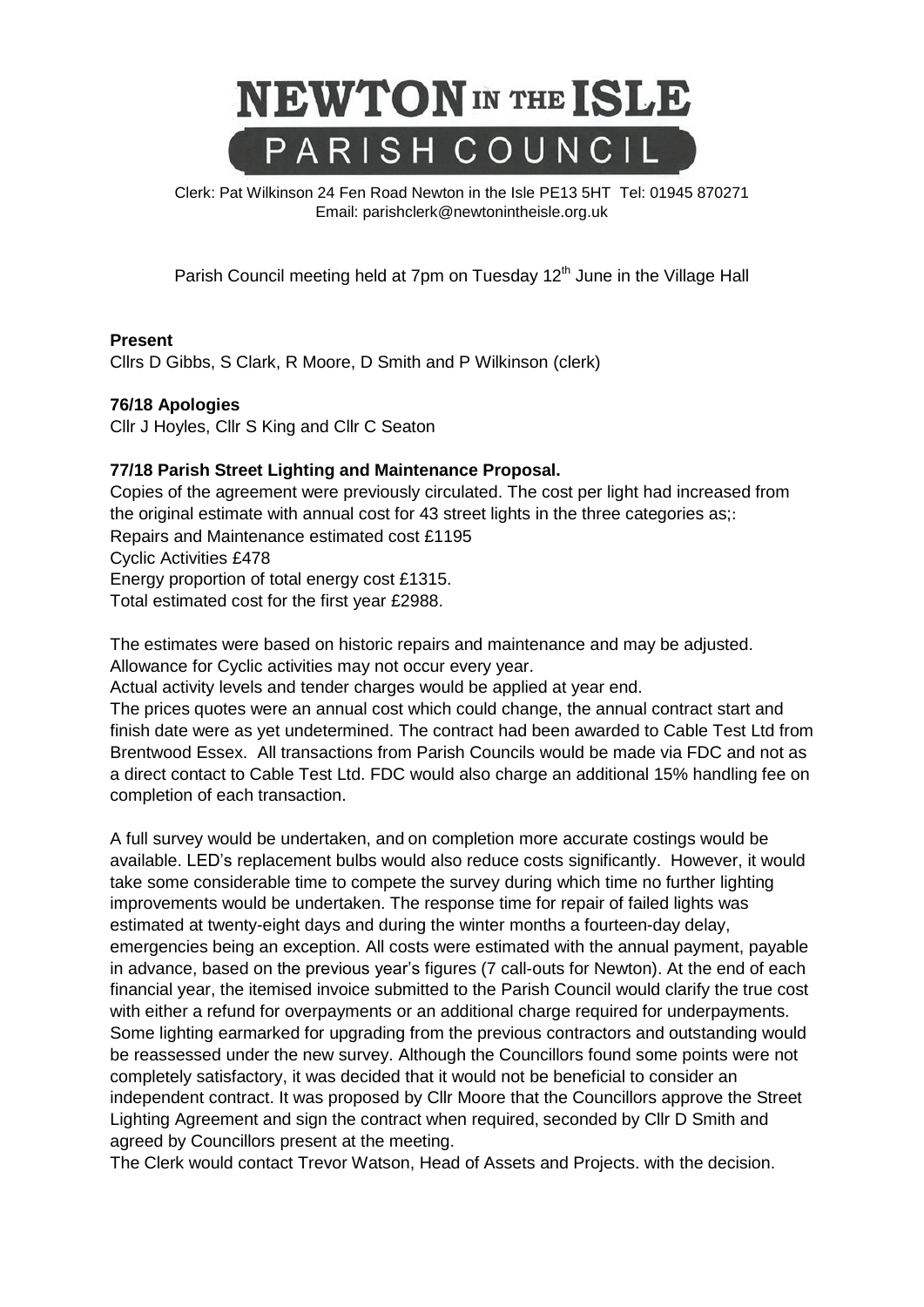# NEWTON IN THE ISLE
## PARISH COUNCIL

Clerk: Pat Wilkinson 24 Fen Road Newton in the Isle PE13 5HT Tel: 01945 870271
Email: parishclerk@newtonintheisle.org.uk

Parish Council meeting held at 7pm on Tuesday 12th June in the Village Hall

**Present**

Cllrs D Gibbs, S Clark, R Moore, D Smith and P Wilkinson (clerk)

**76/18 Apologies**

Cllr J Hoyles, Cllr S King and Cllr C Seaton

**77/18 Parish Street Lighting and Maintenance Proposal.**

Copies of the agreement were previously circulated. The cost per light had increased from the original estimate with annual cost for 43 street lights in the three categories as;:
Repairs and Maintenance estimated cost £1195
Cyclic Activities £478
Energy proportion of total energy cost £1315.
Total estimated cost for the first year £2988.

The estimates were based on historic repairs and maintenance and may be adjusted.
Allowance for Cyclic activities may not occur every year.
Actual activity levels and tender charges would be applied at year end.
The prices quotes were an annual cost which could change, the annual contract start and finish date were as yet undetermined. The contract had been awarded to Cable Test Ltd from Brentwood Essex. All transactions from Parish Councils would be made via FDC and not as a direct contact to Cable Test Ltd. FDC would also charge an additional 15% handling fee on completion of each transaction.

A full survey would be undertaken, and on completion more accurate costings would be available. LED's replacement bulbs would also reduce costs significantly. However, it would take some considerable time to compete the survey during which time no further lighting improvements would be undertaken. The response time for repair of failed lights was estimated at twenty-eight days and during the winter months a fourteen-day delay, emergencies being an exception. All costs were estimated with the annual payment, payable in advance, based on the previous year's figures (7 call-outs for Newton). At the end of each financial year, the itemised invoice submitted to the Parish Council would clarify the true cost with either a refund for overpayments or an additional charge required for underpayments. Some lighting earmarked for upgrading from the previous contractors and outstanding would be reassessed under the new survey. Although the Councillors found some points were not completely satisfactory, it was decided that it would not be beneficial to consider an independent contract. It was proposed by Cllr Moore that the Councillors approve the Street Lighting Agreement and sign the contract when required, seconded by Cllr D Smith and agreed by Councillors present at the meeting.
The Clerk would contact Trevor Watson, Head of Assets and Projects. with the decision.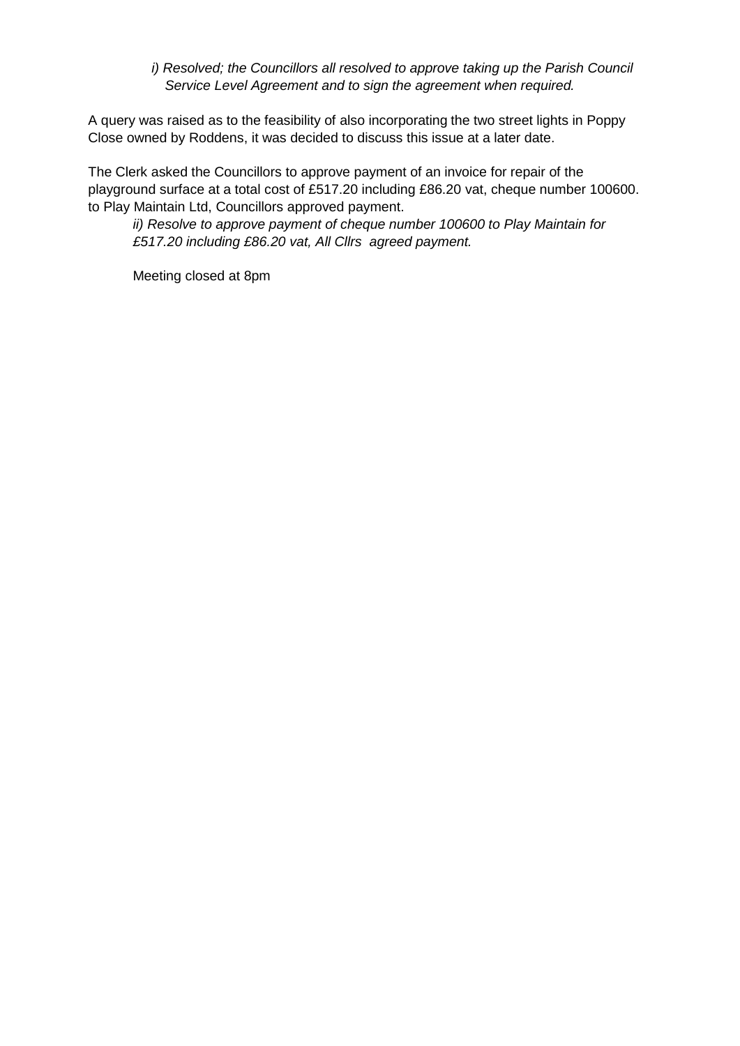*i) Resolved; the Councillors all resolved to approve taking up the Parish Council Service Level Agreement and to sign the agreement when required.*

A query was raised as to the feasibility of also incorporating the two street lights in Poppy Close owned by Roddens, it was decided to discuss this issue at a later date.

The Clerk asked the Councillors to approve payment of an invoice for repair of the playground surface at a total cost of £517.20 including £86.20 vat, cheque number 100600. to Play Maintain Ltd, Councillors approved payment.

*ii) Resolve to approve payment of cheque number 100600 to Play Maintain for £517.20 including £86.20 vat, All Cllrs agreed payment.*

Meeting closed at 8pm